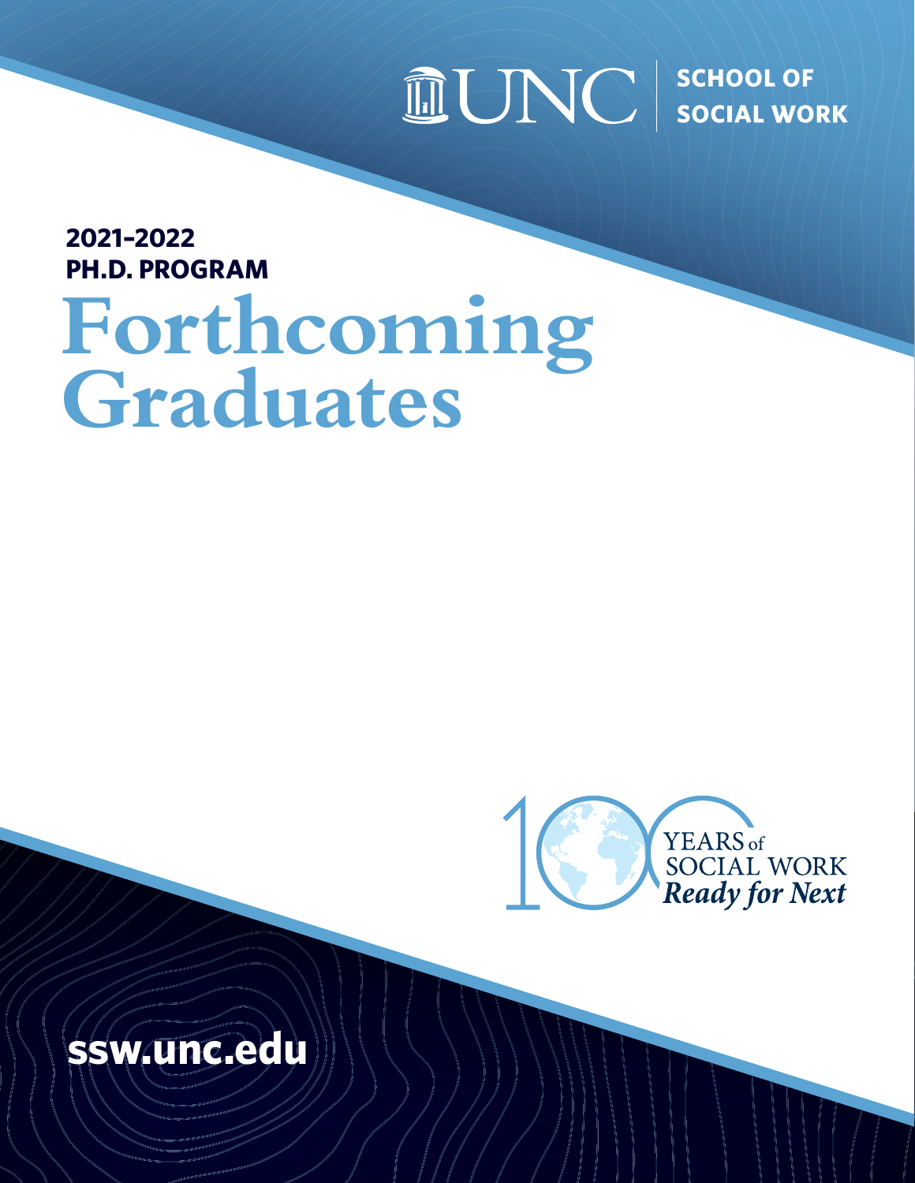UNC | SCHOOL OF SOCIAL WORK

**2021–2022**
**PH.D. PROGRAM**

# Forthcoming Graduates

100 YEARS of SOCIAL WORK
*Ready for Next*

**ssw.unc.edu**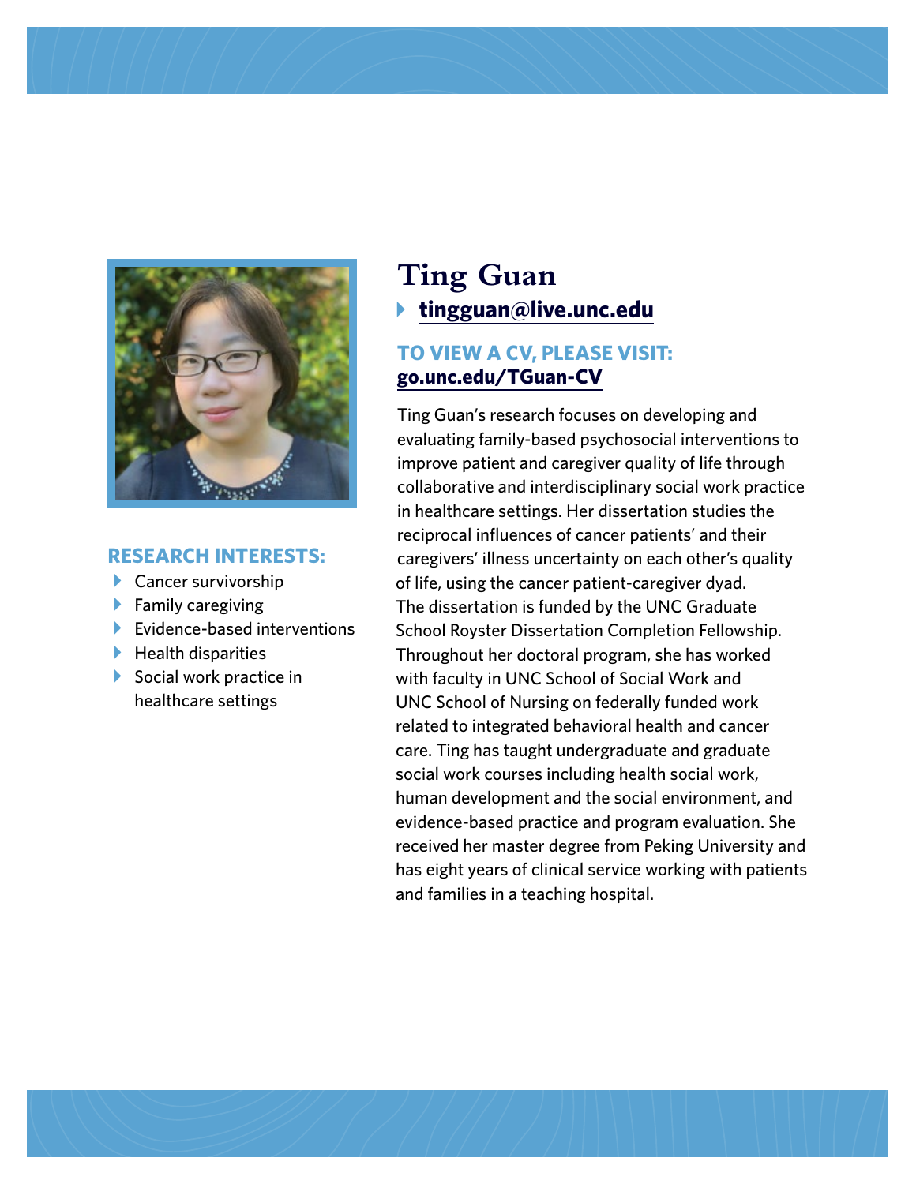# Ting Guan

- tingguan@live.unc.edu

**TO VIEW A CV, PLEASE VISIT:**
**go.unc.edu/TGuan-CV**

Ting Guan's research focuses on developing and evaluating family-based psychosocial interventions to improve patient and caregiver quality of life through collaborative and interdisciplinary social work practice in healthcare settings. Her dissertation studies the reciprocal influences of cancer patients' and their caregivers' illness uncertainty on each other's quality of life, using the cancer patient-caregiver dyad. The dissertation is funded by the UNC Graduate School Royster Dissertation Completion Fellowship. Throughout her doctoral program, she has worked with faculty in UNC School of Social Work and UNC School of Nursing on federally funded work related to integrated behavioral health and cancer care. Ting has taught undergraduate and graduate social work courses including health social work, human development and the social environment, and evidence-based practice and program evaluation. She received her master degree from Peking University and has eight years of clinical service working with patients and families in a teaching hospital.

## RESEARCH INTERESTS:

- Cancer survivorship
- Family caregiving
- Evidence-based interventions
- Health disparities
- Social work practice in healthcare settings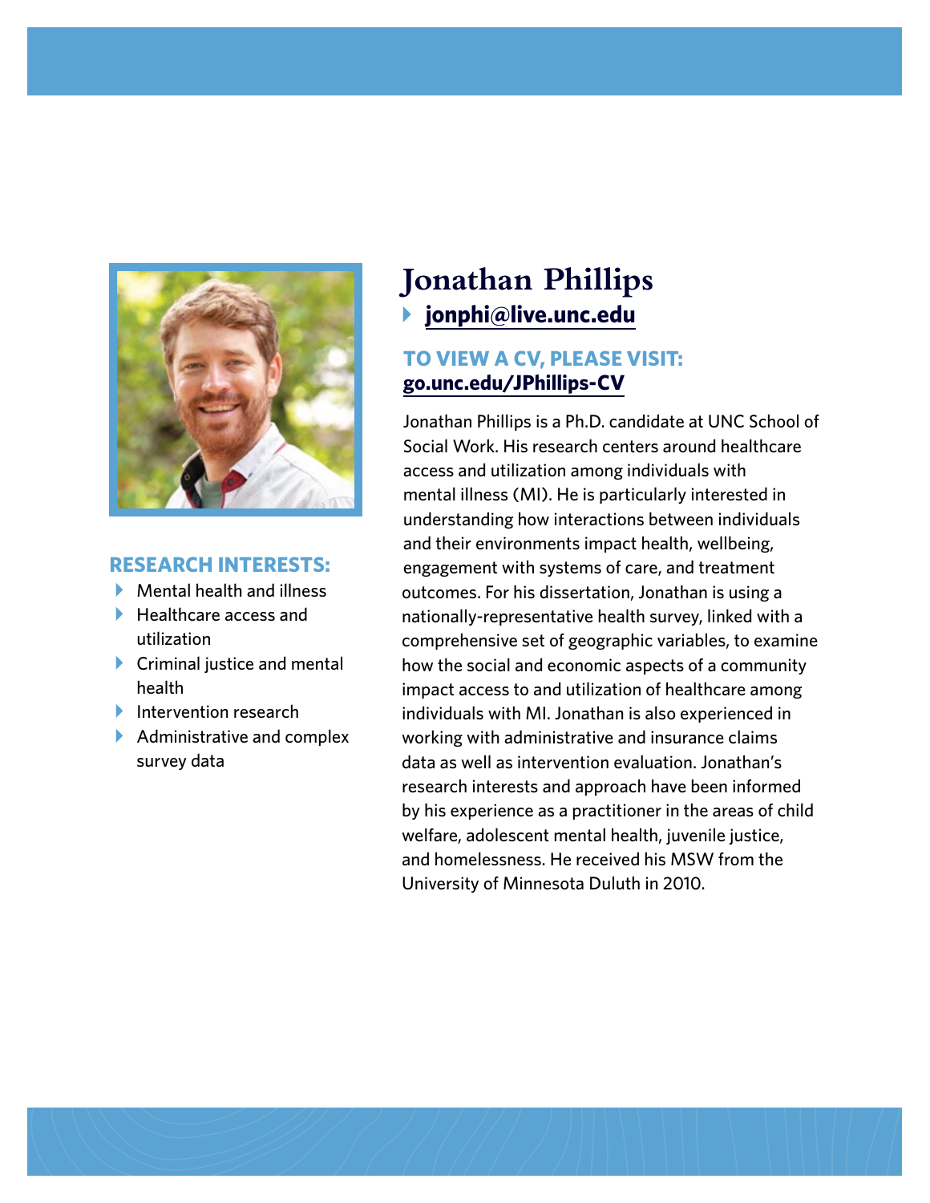# Jonathan Phillips

- jonphi@live.unc.edu

**TO VIEW A CV, PLEASE VISIT:**
go.unc.edu/JPhillips-CV

## RESEARCH INTERESTS:

- Mental health and illness
- Healthcare access and utilization
- Criminal justice and mental health
- Intervention research
- Administrative and complex survey data

Jonathan Phillips is a Ph.D. candidate at UNC School of Social Work. His research centers around healthcare access and utilization among individuals with mental illness (MI). He is particularly interested in understanding how interactions between individuals and their environments impact health, wellbeing, engagement with systems of care, and treatment outcomes. For his dissertation, Jonathan is using a nationally-representative health survey, linked with a comprehensive set of geographic variables, to examine how the social and economic aspects of a community impact access to and utilization of healthcare among individuals with MI. Jonathan is also experienced in working with administrative and insurance claims data as well as intervention evaluation. Jonathan's research interests and approach have been informed by his experience as a practitioner in the areas of child welfare, adolescent mental health, juvenile justice, and homelessness. He received his MSW from the University of Minnesota Duluth in 2010.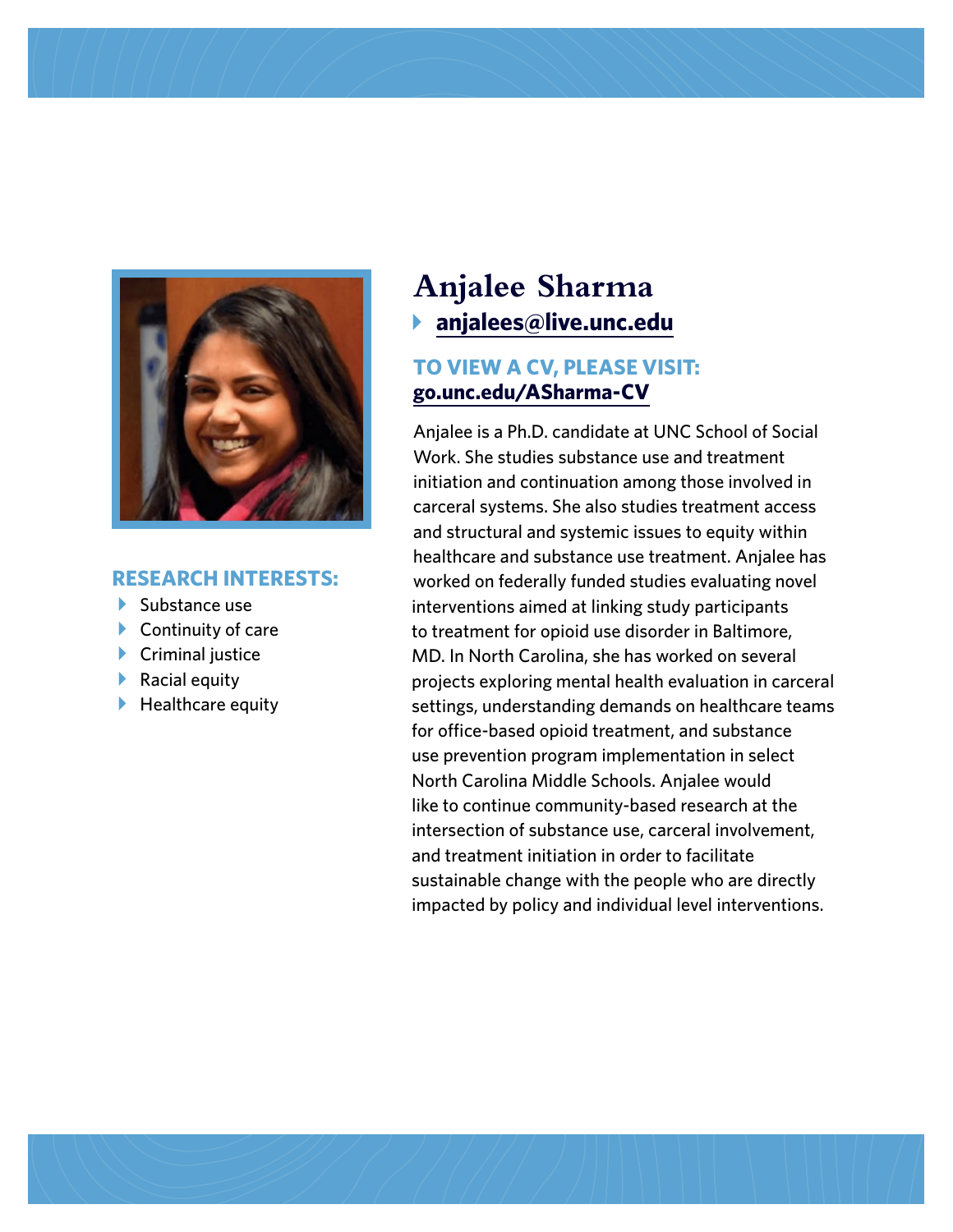# Anjalee Sharma

- anjalees@live.unc.edu

**TO VIEW A CV, PLEASE VISIT:**
**go.unc.edu/ASharma-CV**

Anjalee is a Ph.D. candidate at UNC School of Social Work. She studies substance use and treatment initiation and continuation among those involved in carceral systems. She also studies treatment access and structural and systemic issues to equity within healthcare and substance use treatment. Anjalee has worked on federally funded studies evaluating novel interventions aimed at linking study participants to treatment for opioid use disorder in Baltimore, MD. In North Carolina, she has worked on several projects exploring mental health evaluation in carceral settings, understanding demands on healthcare teams for office-based opioid treatment, and substance use prevention program implementation in select North Carolina Middle Schools. Anjalee would like to continue community-based research at the intersection of substance use, carceral involvement, and treatment initiation in order to facilitate sustainable change with the people who are directly impacted by policy and individual level interventions.

## RESEARCH INTERESTS:

- Substance use
- Continuity of care
- Criminal justice
- Racial equity
- Healthcare equity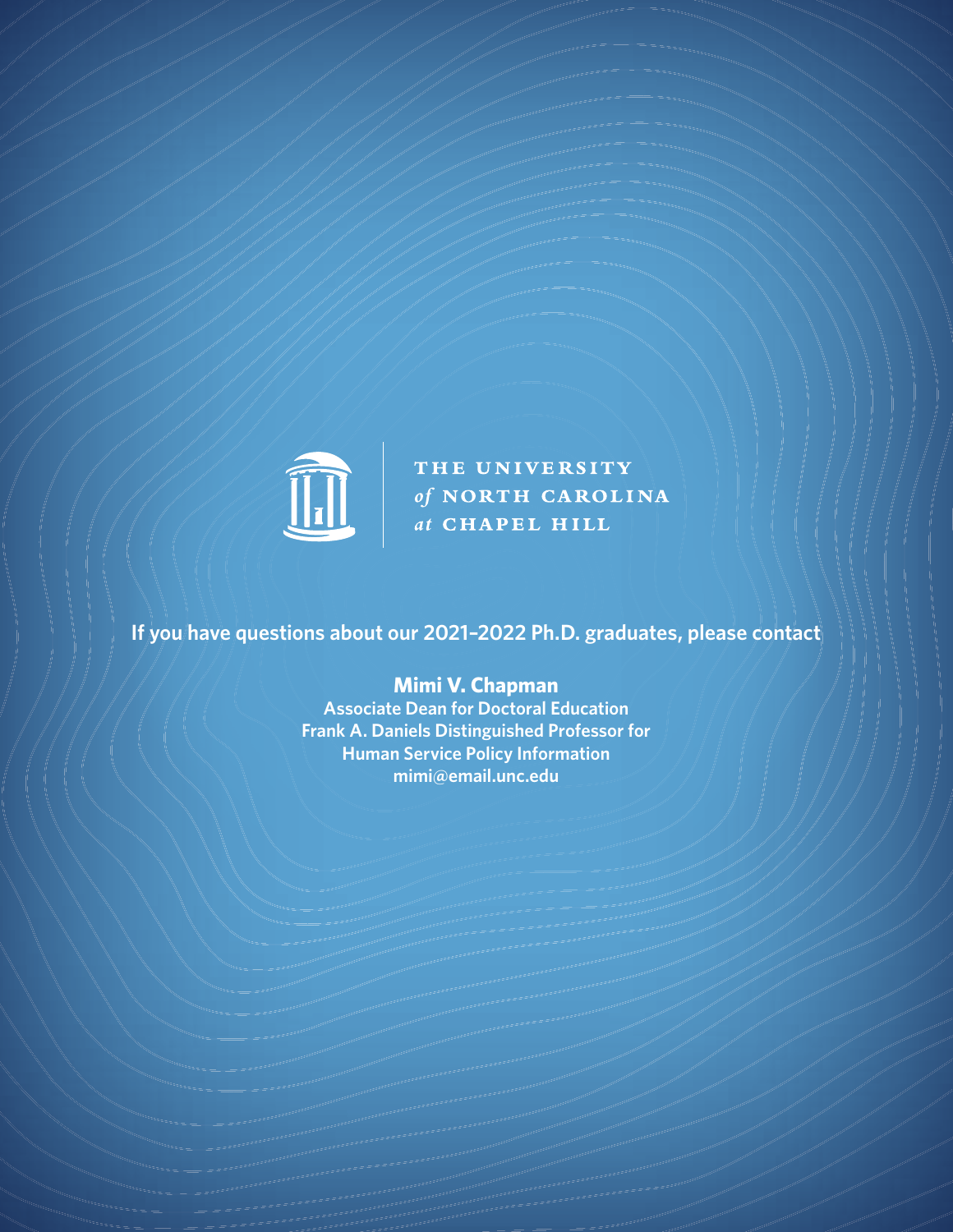THE UNIVERSITY
*of* NORTH CAROLINA
*at* CHAPEL HILL

**If you have questions about our 2021–2022 Ph.D. graduates, please contact**

**Mimi V. Chapman**

**Associate Dean for Doctoral Education**
**Frank A. Daniels Distinguished Professor for Human Service Policy Information**
**mimi@email.unc.edu**